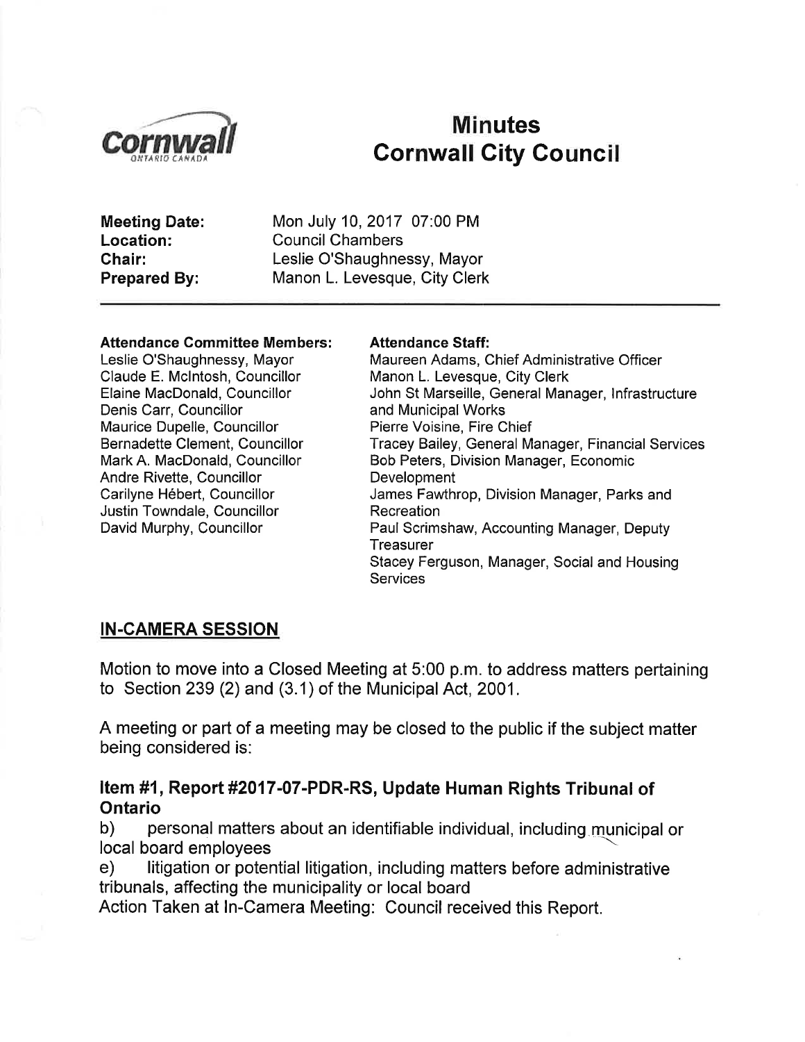# Minutes
# Cornwall City Council

**Meeting Date:** Mon July 10, 2017 07:00 PM
**Location:** Council Chambers
**Chair:** Leslie O'Shaughnessy, Mayor
**Prepared By:** Manon L. Levesque, City Clerk

---

**Attendance Committee Members:**
Leslie O'Shaughnessy, Mayor
Claude E. McIntosh, Councillor
Elaine MacDonald, Councillor
Denis Carr, Councillor
Maurice Dupelle, Councillor
Bernadette Clement, Councillor
Mark A. MacDonald, Councillor
Andre Rivette, Councillor
Carilyne Hébert, Councillor
Justin Towndale, Councillor
David Murphy, Councillor

**Attendance Staff:**
Maureen Adams, Chief Administrative Officer
Manon L. Levesque, City Clerk
John St Marseille, General Manager, Infrastructure and Municipal Works
Pierre Voisine, Fire Chief
Tracey Bailey, General Manager, Financial Services
Bob Peters, Division Manager, Economic Development
James Fawthrop, Division Manager, Parks and Recreation
Paul Scrimshaw, Accounting Manager, Deputy Treasurer
Stacey Ferguson, Manager, Social and Housing Services

## IN-CAMERA SESSION

Motion to move into a Closed Meeting at 5:00 p.m. to address matters pertaining to Section 239 (2) and (3.1) of the Municipal Act, 2001.

A meeting or part of a meeting may be closed to the public if the subject matter being considered is:

### Item #1, Report #2017-07-PDR-RS, Update Human Rights Tribunal of Ontario

b) personal matters about an identifiable individual, including municipal or local board employees

e) litigation or potential litigation, including matters before administrative tribunals, affecting the municipality or local board

Action Taken at In-Camera Meeting: Council received this Report.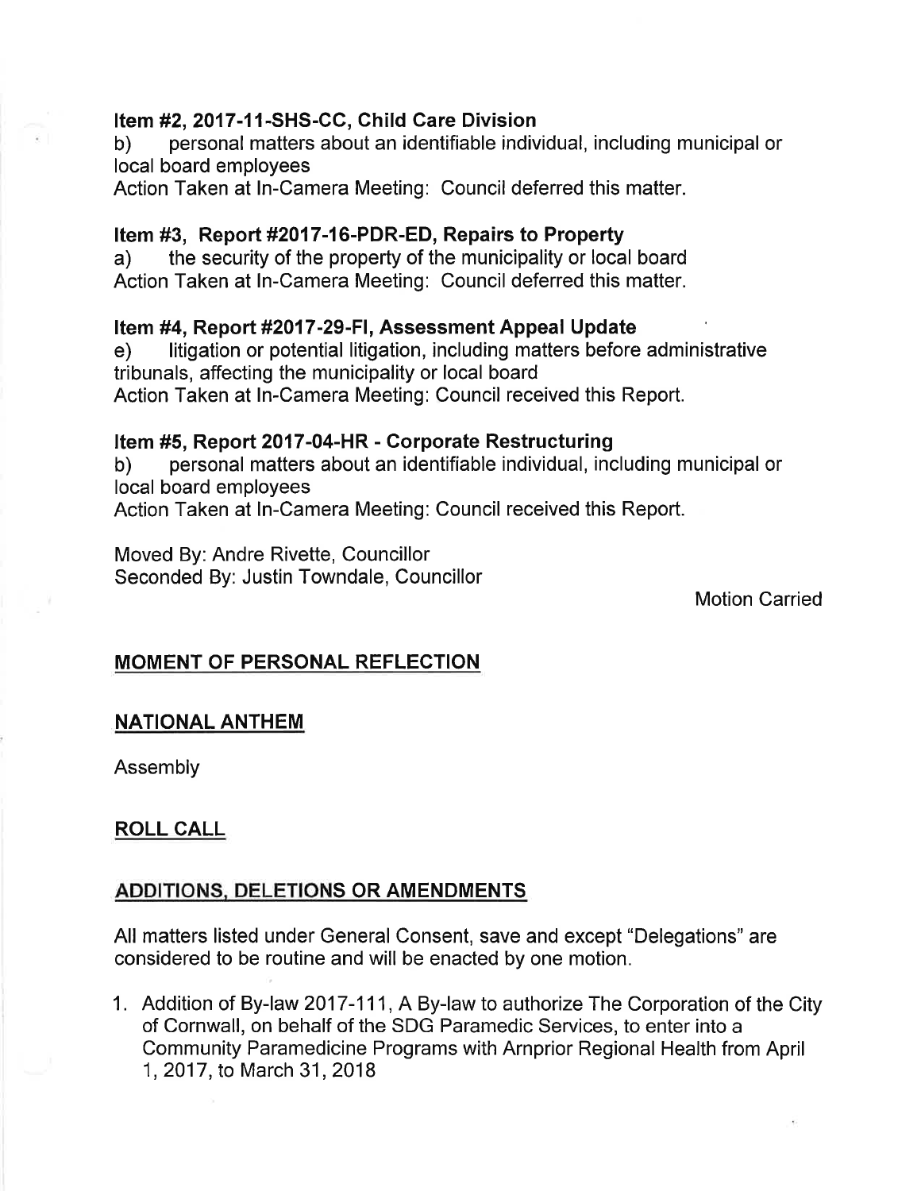**Item #2, 2017-11-SHS-CC, Child Care Division**

b) personal matters about an identifiable individual, including municipal or local board employees

Action Taken at In-Camera Meeting: Council deferred this matter.

**Item #3, Report #2017-16-PDR-ED, Repairs to Property**

a) the security of the property of the municipality or local board

Action Taken at In-Camera Meeting: Council deferred this matter.

**Item #4, Report #2017-29-FI, Assessment Appeal Update**

e) litigation or potential litigation, including matters before administrative tribunals, affecting the municipality or local board

Action Taken at In-Camera Meeting: Council received this Report.

**Item #5, Report 2017-04-HR - Corporate Restructuring**

b) personal matters about an identifiable individual, including municipal or local board employees

Action Taken at In-Camera Meeting: Council received this Report.

Moved By: Andre Rivette, Councillor
Seconded By: Justin Towndale, Councillor

Motion Carried

## MOMENT OF PERSONAL REFLECTION

## NATIONAL ANTHEM

Assembly

## ROLL CALL

## ADDITIONS, DELETIONS OR AMENDMENTS

All matters listed under General Consent, save and except "Delegations" are considered to be routine and will be enacted by one motion.

1. Addition of By-law 2017-111, A By-law to authorize The Corporation of the City of Cornwall, on behalf of the SDG Paramedic Services, to enter into a Community Paramedicine Programs with Arnprior Regional Health from April 1, 2017, to March 31, 2018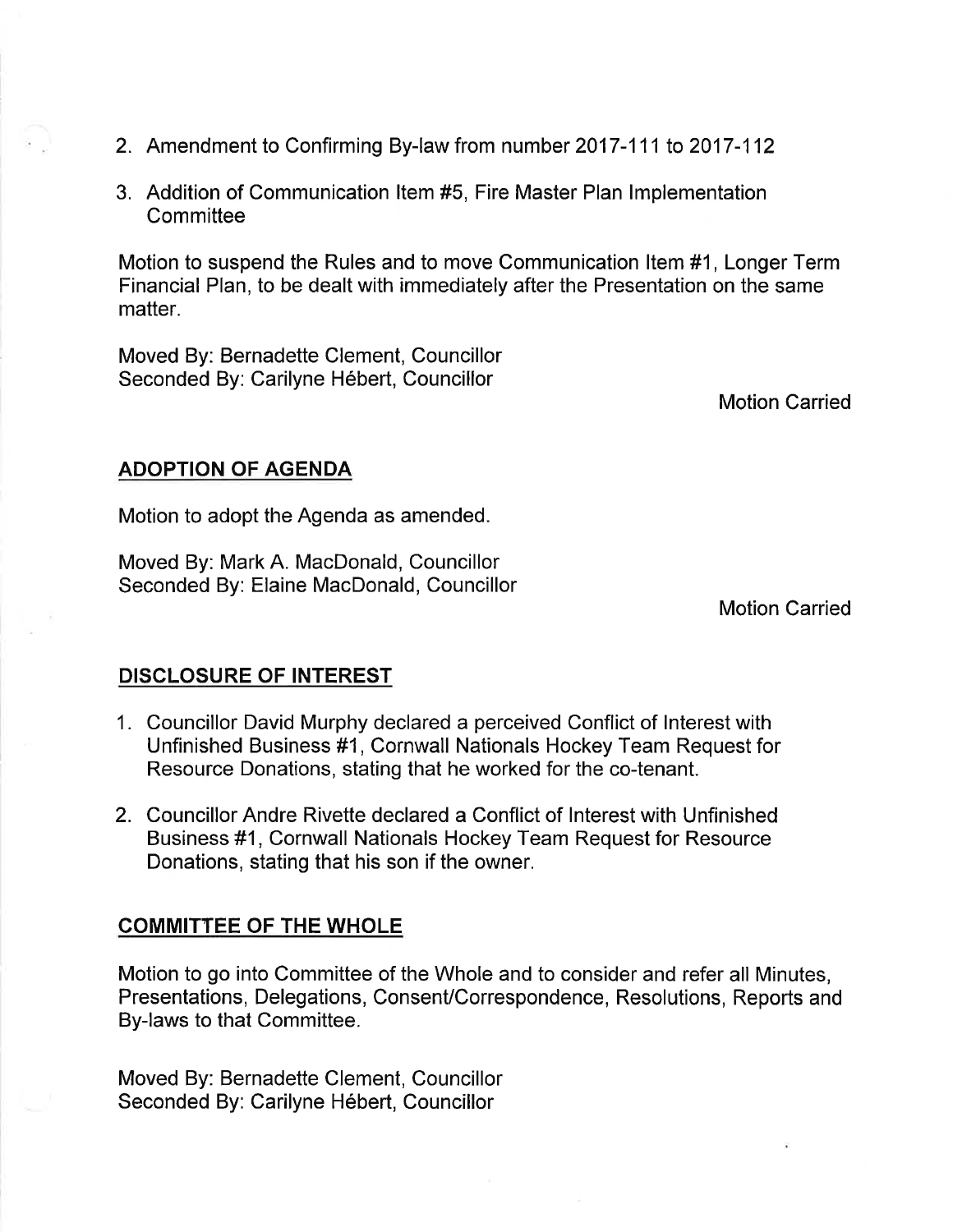2. Amendment to Confirming By-law from number 2017-111 to 2017-112
3. Addition of Communication Item #5, Fire Master Plan Implementation Committee

Motion to suspend the Rules and to move Communication Item #1, Longer Term Financial Plan, to be dealt with immediately after the Presentation on the same matter.

Moved By: Bernadette Clement, Councillor
Seconded By: Carilyne Hébert, Councillor

Motion Carried

## ADOPTION OF AGENDA

Motion to adopt the Agenda as amended.

Moved By: Mark A. MacDonald, Councillor
Seconded By: Elaine MacDonald, Councillor

Motion Carried

## DISCLOSURE OF INTEREST

1. Councillor David Murphy declared a perceived Conflict of Interest with Unfinished Business #1, Cornwall Nationals Hockey Team Request for Resource Donations, stating that he worked for the co-tenant.
2. Councillor Andre Rivette declared a Conflict of Interest with Unfinished Business #1, Cornwall Nationals Hockey Team Request for Resource Donations, stating that his son if the owner.

## COMMITTEE OF THE WHOLE

Motion to go into Committee of the Whole and to consider and refer all Minutes, Presentations, Delegations, Consent/Correspondence, Resolutions, Reports and By-laws to that Committee.

Moved By: Bernadette Clement, Councillor
Seconded By: Carilyne Hébert, Councillor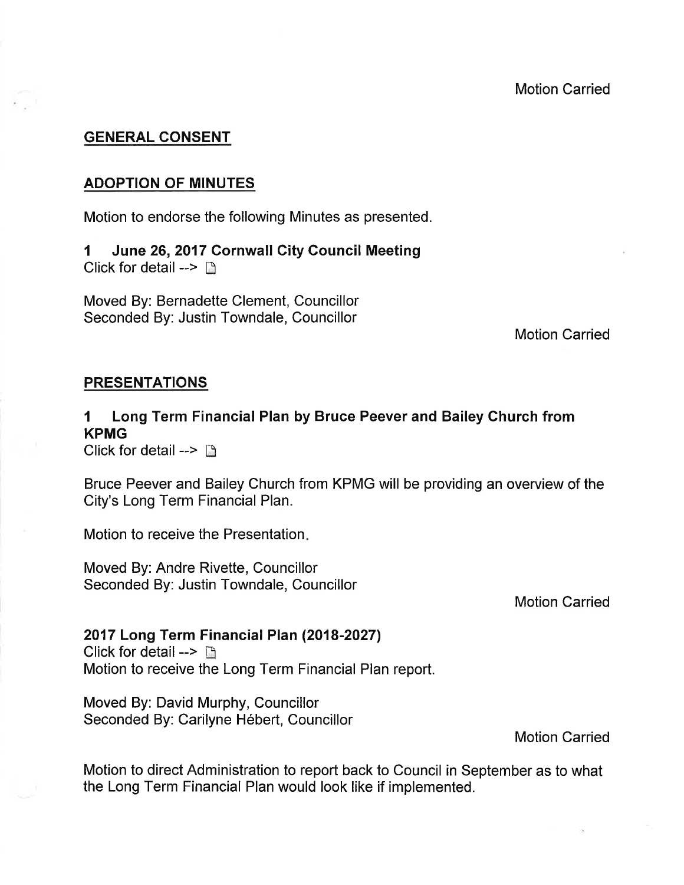Motion Carried

## GENERAL CONSENT

## ADOPTION OF MINUTES

Motion to endorse the following Minutes as presented.

### 1 June 26, 2017 Cornwall City Council Meeting

Click for detail -->

Moved By: Bernadette Clement, Councillor
Seconded By: Justin Towndale, Councillor

Motion Carried

## PRESENTATIONS

### 1 Long Term Financial Plan by Bruce Peever and Bailey Church from KPMG

Click for detail -->

Bruce Peever and Bailey Church from KPMG will be providing an overview of the City's Long Term Financial Plan.

Motion to receive the Presentation.

Moved By: Andre Rivette, Councillor
Seconded By: Justin Towndale, Councillor

Motion Carried

### 2017 Long Term Financial Plan (2018-2027)

Click for detail -->
Motion to receive the Long Term Financial Plan report.

Moved By: David Murphy, Councillor
Seconded By: Carilyne Hébert, Councillor

Motion Carried

Motion to direct Administration to report back to Council in September as to what the Long Term Financial Plan would look like if implemented.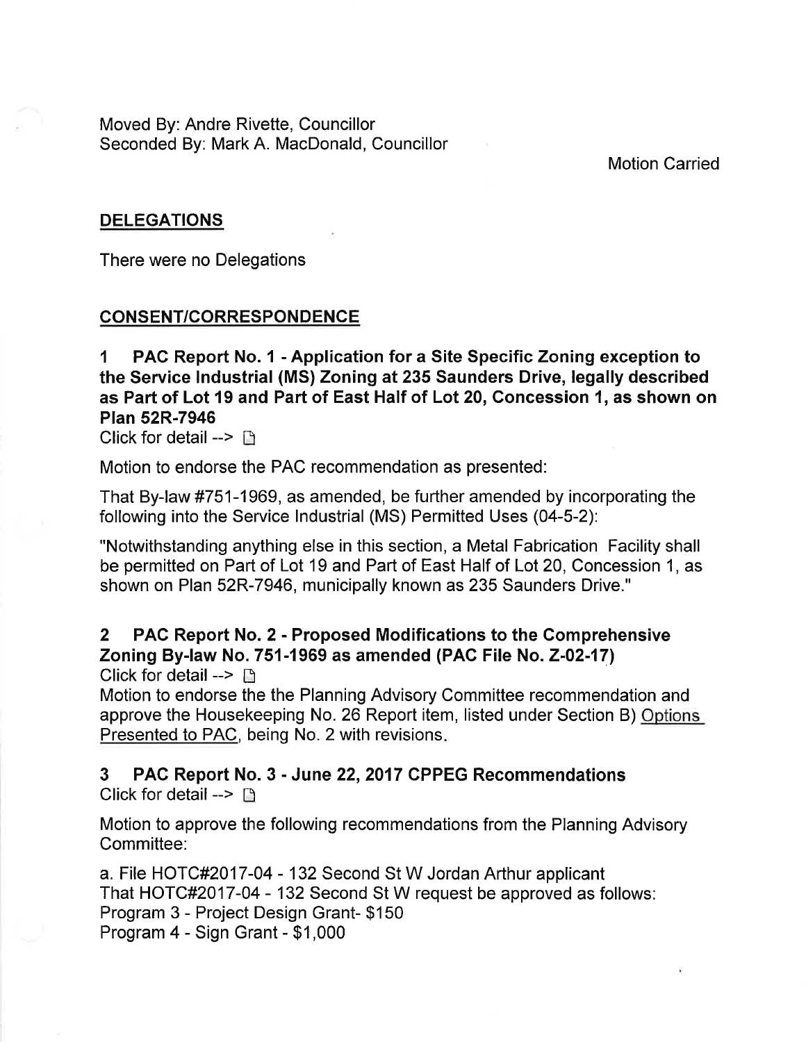Moved By: Andre Rivette, Councillor
Seconded By: Mark A. MacDonald, Councillor

Motion Carried

## DELEGATIONS

There were no Delegations

## CONSENT/CORRESPONDENCE

### 1 PAC Report No. 1 - Application for a Site Specific Zoning exception to the Service Industrial (MS) Zoning at 235 Saunders Drive, legally described as Part of Lot 19 and Part of East Half of Lot 20, Concession 1, as shown on Plan 52R-7946

Click for detail -->

Motion to endorse the PAC recommendation as presented:

That By-law #751-1969, as amended, be further amended by incorporating the following into the Service Industrial (MS) Permitted Uses (04-5-2):

"Notwithstanding anything else in this section, a Metal Fabrication Facility shall be permitted on Part of Lot 19 and Part of East Half of Lot 20, Concession 1, as shown on Plan 52R-7946, municipally known as 235 Saunders Drive."

### 2 PAC Report No. 2 - Proposed Modifications to the Comprehensive Zoning By-law No. 751-1969 as amended (PAC File No. Z-02-17)

Click for detail -->

Motion to endorse the the Planning Advisory Committee recommendation and approve the Housekeeping No. 26 Report item, listed under Section B) Options Presented to PAC, being No. 2 with revisions.

### 3 PAC Report No. 3 - June 22, 2017 CPPEG Recommendations

Click for detail -->

Motion to approve the following recommendations from the Planning Advisory Committee:

a. File HOTC#2017-04 - 132 Second St W Jordan Arthur applicant
That HOTC#2017-04 - 132 Second St W request be approved as follows:
Program 3 - Project Design Grant- $150
Program 4 - Sign Grant - $1,000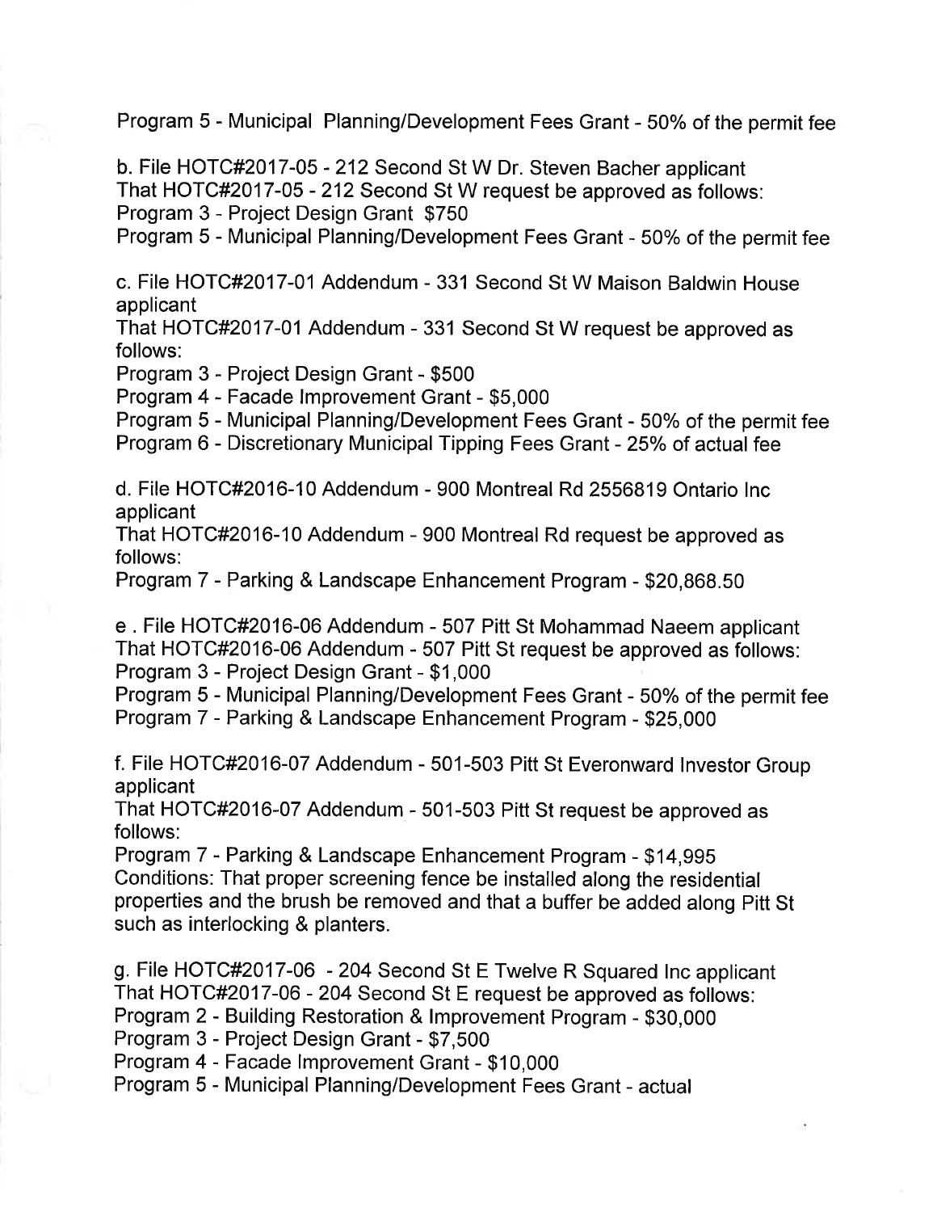Program 5 - Municipal Planning/Development Fees Grant - 50% of the permit fee

b. File HOTC#2017-05 - 212 Second St W Dr. Steven Bacher applicant
That HOTC#2017-05 - 212 Second St W request be approved as follows:
Program 3 - Project Design Grant $750
Program 5 - Municipal Planning/Development Fees Grant - 50% of the permit fee

c. File HOTC#2017-01 Addendum - 331 Second St W Maison Baldwin House applicant
That HOTC#2017-01 Addendum - 331 Second St W request be approved as follows:
Program 3 - Project Design Grant - $500
Program 4 - Facade Improvement Grant - $5,000
Program 5 - Municipal Planning/Development Fees Grant - 50% of the permit fee
Program 6 - Discretionary Municipal Tipping Fees Grant - 25% of actual fee

d. File HOTC#2016-10 Addendum - 900 Montreal Rd 2556819 Ontario Inc applicant
That HOTC#2016-10 Addendum - 900 Montreal Rd request be approved as follows:
Program 7 - Parking & Landscape Enhancement Program - $20,868.50

e . File HOTC#2016-06 Addendum - 507 Pitt St Mohammad Naeem applicant
That HOTC#2016-06 Addendum - 507 Pitt St request be approved as follows:
Program 3 - Project Design Grant - $1,000
Program 5 - Municipal Planning/Development Fees Grant - 50% of the permit fee
Program 7 - Parking & Landscape Enhancement Program - $25,000

f. File HOTC#2016-07 Addendum - 501-503 Pitt St Everonward Investor Group applicant
That HOTC#2016-07 Addendum - 501-503 Pitt St request be approved as follows:
Program 7 - Parking & Landscape Enhancement Program - $14,995
Conditions: That proper screening fence be installed along the residential properties and the brush be removed and that a buffer be added along Pitt St such as interlocking & planters.

g. File HOTC#2017-06 - 204 Second St E Twelve R Squared Inc applicant
That HOTC#2017-06 - 204 Second St E request be approved as follows:
Program 2 - Building Restoration & Improvement Program - $30,000
Program 3 - Project Design Grant - $7,500
Program 4 - Facade Improvement Grant - $10,000
Program 5 - Municipal Planning/Development Fees Grant - actual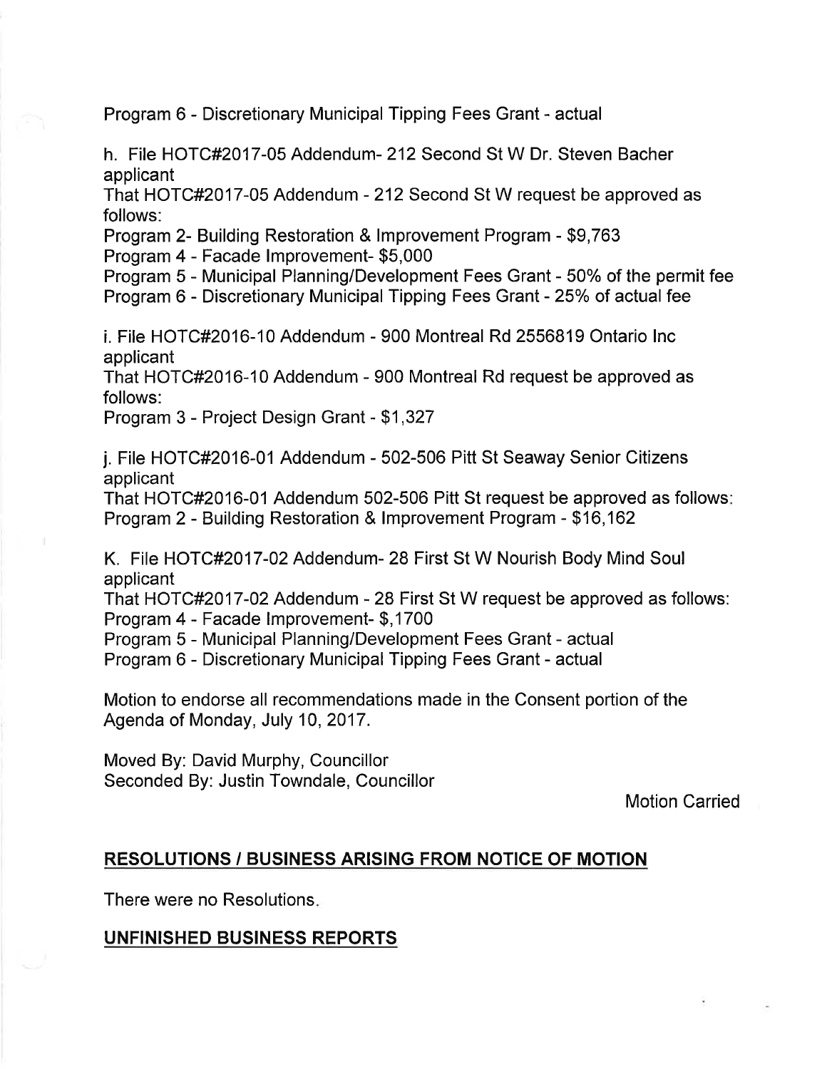Program 6 - Discretionary Municipal Tipping Fees Grant - actual

h. File HOTC#2017-05 Addendum- 212 Second St W Dr. Steven Bacher applicant

That HOTC#2017-05 Addendum - 212 Second St W request be approved as follows:

Program 2- Building Restoration & Improvement Program - $9,763

Program 4 - Facade Improvement- $5,000

Program 5 - Municipal Planning/Development Fees Grant - 50% of the permit fee

Program 6 - Discretionary Municipal Tipping Fees Grant - 25% of actual fee

i. File HOTC#2016-10 Addendum - 900 Montreal Rd 2556819 Ontario Inc applicant

That HOTC#2016-10 Addendum - 900 Montreal Rd request be approved as follows:

Program 3 - Project Design Grant - $1,327

j. File HOTC#2016-01 Addendum - 502-506 Pitt St Seaway Senior Citizens applicant

That HOTC#2016-01 Addendum 502-506 Pitt St request be approved as follows:

Program 2 - Building Restoration & Improvement Program - $16,162

K. File HOTC#2017-02 Addendum- 28 First St W Nourish Body Mind Soul applicant

That HOTC#2017-02 Addendum - 28 First St W request be approved as follows:

Program 4 - Facade Improvement- $,1700

Program 5 - Municipal Planning/Development Fees Grant - actual

Program 6 - Discretionary Municipal Tipping Fees Grant - actual

Motion to endorse all recommendations made in the Consent portion of the Agenda of Monday, July 10, 2017.

Moved By: David Murphy, Councillor
Seconded By: Justin Towndale, Councillor

Motion Carried

## RESOLUTIONS / BUSINESS ARISING FROM NOTICE OF MOTION

There were no Resolutions.

## UNFINISHED BUSINESS REPORTS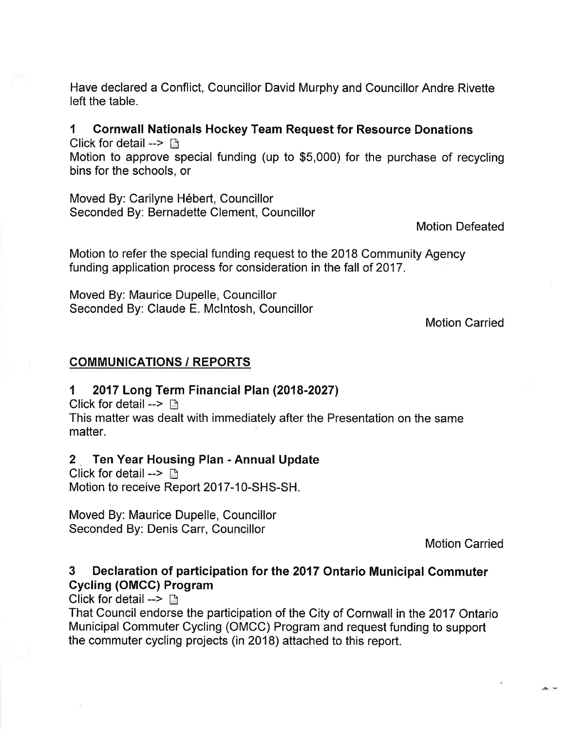Have declared a Conflict, Councillor David Murphy and Councillor Andre Rivette left the table.

### 1 Cornwall Nationals Hockey Team Request for Resource Donations

Click for detail -->

Motion to approve special funding (up to $5,000) for the purchase of recycling bins for the schools, or

Moved By: Carilyne Hébert, Councillor
Seconded By: Bernadette Clement, Councillor

Motion Defeated

Motion to refer the special funding request to the 2018 Community Agency funding application process for consideration in the fall of 2017.

Moved By: Maurice Dupelle, Councillor
Seconded By: Claude E. McIntosh, Councillor

Motion Carried

## COMMUNICATIONS / REPORTS

### 1 2017 Long Term Financial Plan (2018-2027)

Click for detail -->

This matter was dealt with immediately after the Presentation on the same matter.

### 2 Ten Year Housing Plan - Annual Update

Click for detail -->

Motion to receive Report 2017-10-SHS-SH.

Moved By: Maurice Dupelle, Councillor
Seconded By: Denis Carr, Councillor

Motion Carried

### 3 Declaration of participation for the 2017 Ontario Municipal Commuter Cycling (OMCC) Program

Click for detail -->

That Council endorse the participation of the City of Cornwall in the 2017 Ontario Municipal Commuter Cycling (OMCC) Program and request funding to support the commuter cycling projects (in 2018) attached to this report.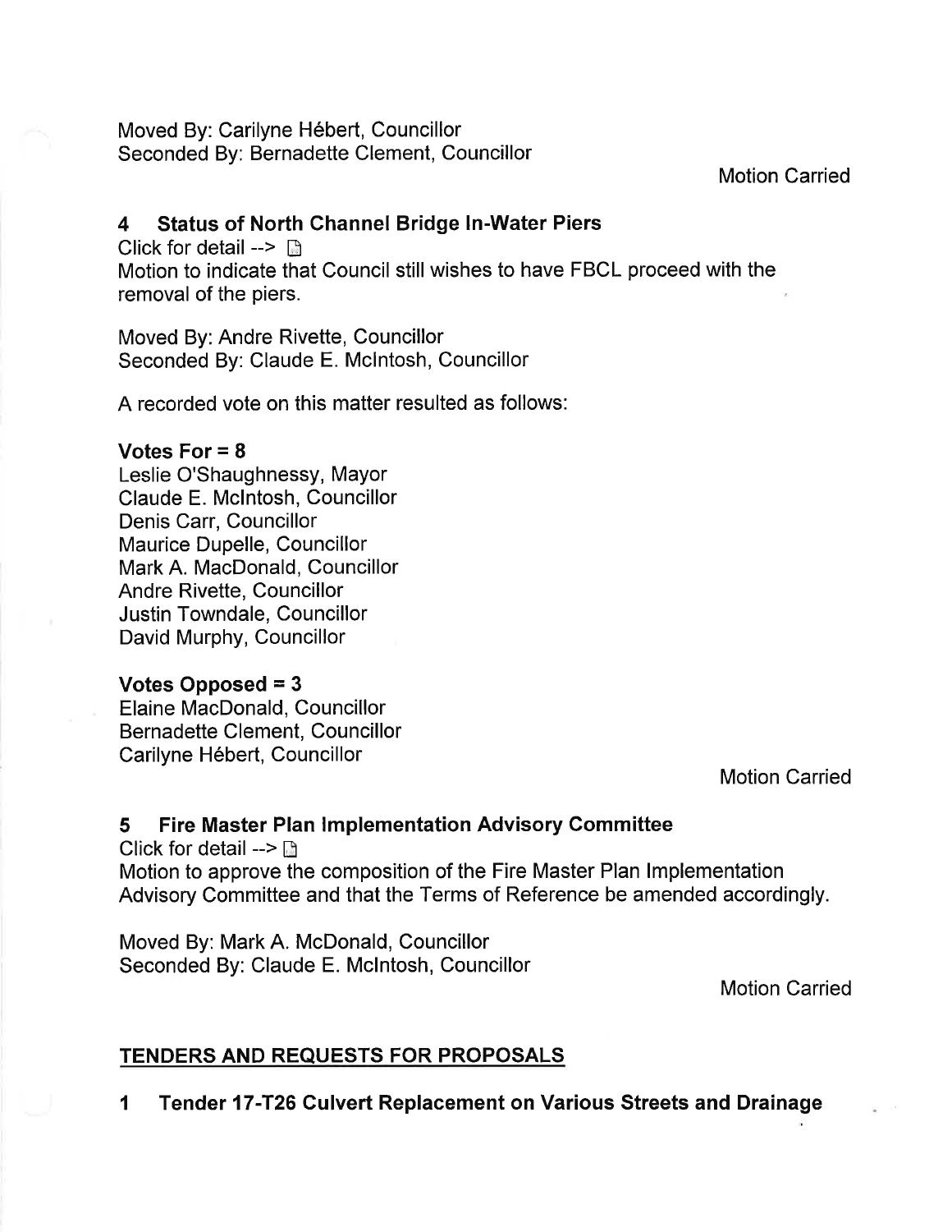Moved By: Carilyne Hébert, Councillor
Seconded By: Bernadette Clement, Councillor

Motion Carried

### 4 Status of North Channel Bridge In-Water Piers

Click for detail -->

Motion to indicate that Council still wishes to have FBCL proceed with the removal of the piers.

Moved By: Andre Rivette, Councillor
Seconded By: Claude E. McIntosh, Councillor

A recorded vote on this matter resulted as follows:

**Votes For = 8**

Leslie O'Shaughnessy, Mayor
Claude E. McIntosh, Councillor
Denis Carr, Councillor
Maurice Dupelle, Councillor
Mark A. MacDonald, Councillor
Andre Rivette, Councillor
Justin Towndale, Councillor
David Murphy, Councillor

**Votes Opposed = 3**

Elaine MacDonald, Councillor
Bernadette Clement, Councillor
Carilyne Hébert, Councillor

Motion Carried

### 5 Fire Master Plan Implementation Advisory Committee

Click for detail -->

Motion to approve the composition of the Fire Master Plan Implementation Advisory Committee and that the Terms of Reference be amended accordingly.

Moved By: Mark A. McDonald, Councillor
Seconded By: Claude E. McIntosh, Councillor

Motion Carried

## TENDERS AND REQUESTS FOR PROPOSALS

### 1 Tender 17-T26 Culvert Replacement on Various Streets and Drainage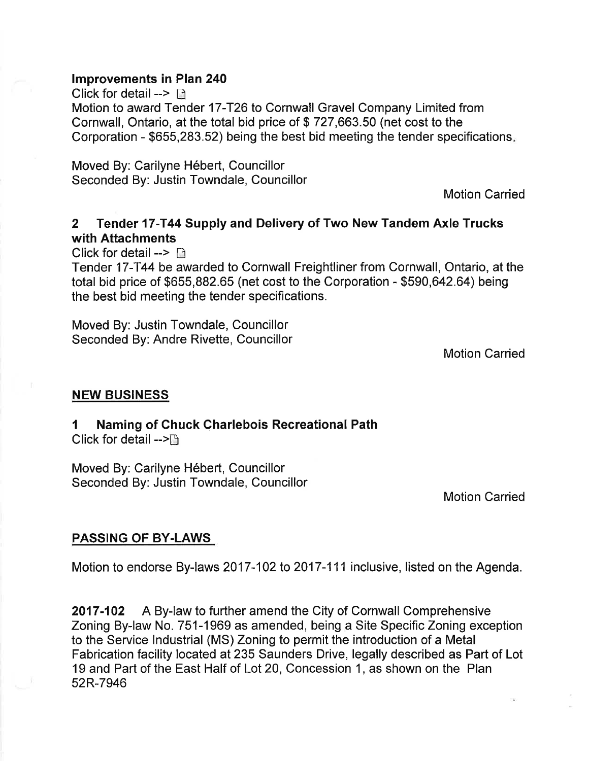**Improvements in Plan 240**

Click for detail -->

Motion to award Tender 17-T26 to Cornwall Gravel Company Limited from Cornwall, Ontario, at the total bid price of $ 727,663.50 (net cost to the Corporation - $655,283.52) being the best bid meeting the tender specifications.

Moved By: Carilyne Hébert, Councillor
Seconded By: Justin Towndale, Councillor

Motion Carried

### 2 Tender 17-T44 Supply and Delivery of Two New Tandem Axle Trucks with Attachments

Click for detail -->

Tender 17-T44 be awarded to Cornwall Freightliner from Cornwall, Ontario, at the total bid price of $655,882.65 (net cost to the Corporation - $590,642.64) being the best bid meeting the tender specifications.

Moved By: Justin Towndale, Councillor
Seconded By: Andre Rivette, Councillor

Motion Carried

## NEW BUSINESS

### 1 Naming of Chuck Charlebois Recreational Path

Click for detail -->

Moved By: Carilyne Hébert, Councillor
Seconded By: Justin Towndale, Councillor

Motion Carried

## PASSING OF BY-LAWS

Motion to endorse By-laws 2017-102 to 2017-111 inclusive, listed on the Agenda.

**2017-102** A By-law to further amend the City of Cornwall Comprehensive Zoning By-law No. 751-1969 as amended, being a Site Specific Zoning exception to the Service Industrial (MS) Zoning to permit the introduction of a Metal Fabrication facility located at 235 Saunders Drive, legally described as Part of Lot 19 and Part of the East Half of Lot 20, Concession 1, as shown on the Plan 52R-7946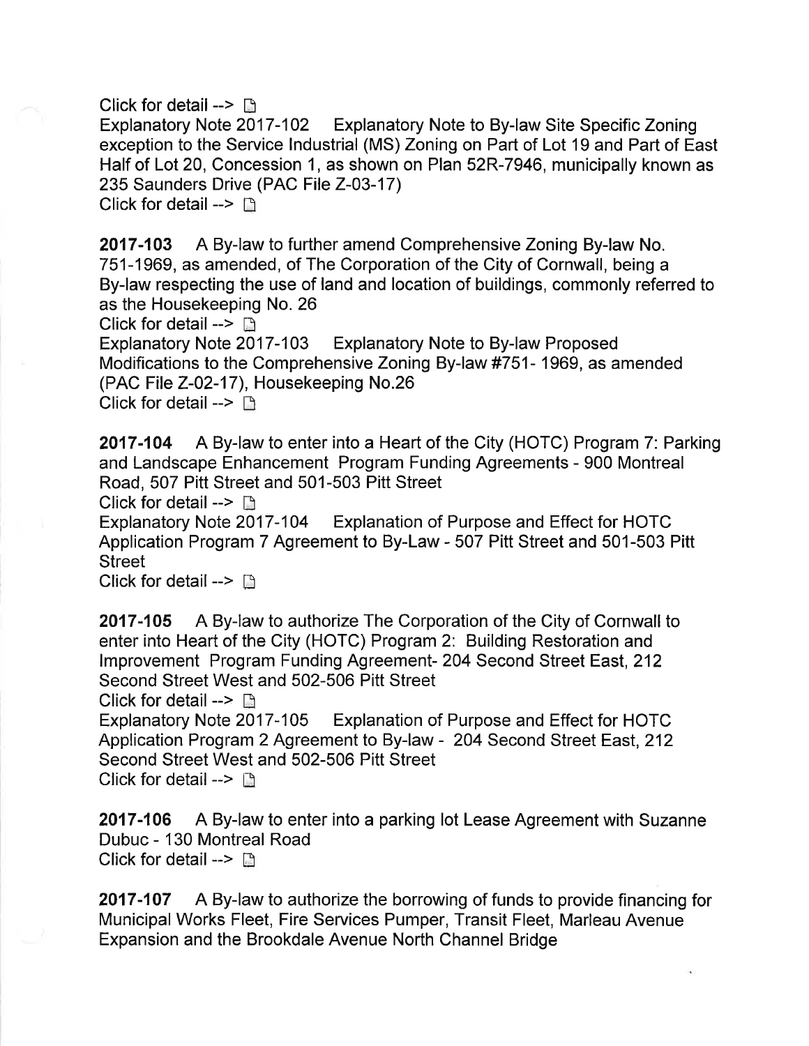Click for detail --> 

Explanatory Note 2017-102 Explanatory Note to By-law Site Specific Zoning exception to the Service Industrial (MS) Zoning on Part of Lot 19 and Part of East Half of Lot 20, Concession 1, as shown on Plan 52R-7946, municipally known as 235 Saunders Drive (PAC File Z-03-17)

Click for detail --> 

**2017-103** A By-law to further amend Comprehensive Zoning By-law No. 751-1969, as amended, of The Corporation of the City of Cornwall, being a By-law respecting the use of land and location of buildings, commonly referred to as the Housekeeping No. 26

Click for detail --> 

Explanatory Note 2017-103 Explanatory Note to By-law Proposed Modifications to the Comprehensive Zoning By-law #751- 1969, as amended (PAC File Z-02-17), Housekeeping No.26

Click for detail --> 

**2017-104** A By-law to enter into a Heart of the City (HOTC) Program 7: Parking and Landscape Enhancement Program Funding Agreements - 900 Montreal Road, 507 Pitt Street and 501-503 Pitt Street

Click for detail --> 

Explanatory Note 2017-104 Explanation of Purpose and Effect for HOTC Application Program 7 Agreement to By-Law - 507 Pitt Street and 501-503 Pitt Street

Click for detail --> 

**2017-105** A By-law to authorize The Corporation of the City of Cornwall to enter into Heart of the City (HOTC) Program 2: Building Restoration and Improvement Program Funding Agreement- 204 Second Street East, 212 Second Street West and 502-506 Pitt Street

Click for detail --> 

Explanatory Note 2017-105 Explanation of Purpose and Effect for HOTC Application Program 2 Agreement to By-law - 204 Second Street East, 212 Second Street West and 502-506 Pitt Street

Click for detail --> 

**2017-106** A By-law to enter into a parking lot Lease Agreement with Suzanne Dubuc - 130 Montreal Road

Click for detail --> 

**2017-107** A By-law to authorize the borrowing of funds to provide financing for Municipal Works Fleet, Fire Services Pumper, Transit Fleet, Marleau Avenue Expansion and the Brookdale Avenue North Channel Bridge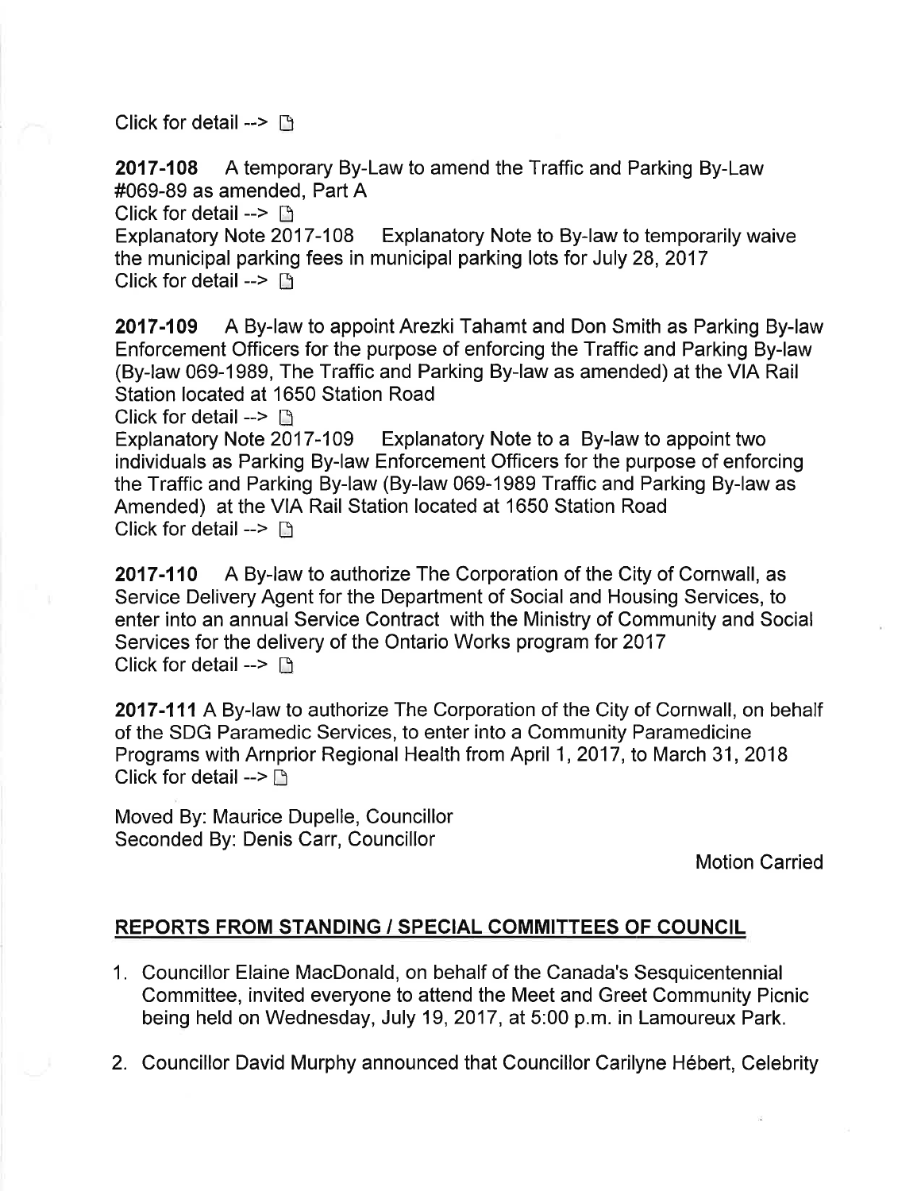Click for detail --> 

**2017-108** A temporary By-Law to amend the Traffic and Parking By-Law #069-89 as amended, Part A

Click for detail --> 

Explanatory Note 2017-108 Explanatory Note to By-law to temporarily waive the municipal parking fees in municipal parking lots for July 28, 2017

Click for detail --> 

**2017-109** A By-law to appoint Arezki Tahamt and Don Smith as Parking By-law Enforcement Officers for the purpose of enforcing the Traffic and Parking By-law (By-law 069-1989, The Traffic and Parking By-law as amended) at the VIA Rail Station located at 1650 Station Road

Click for detail --> 

Explanatory Note 2017-109 Explanatory Note to a By-law to appoint two individuals as Parking By-law Enforcement Officers for the purpose of enforcing the Traffic and Parking By-law (By-law 069-1989 Traffic and Parking By-law as Amended) at the VIA Rail Station located at 1650 Station Road

Click for detail --> 

**2017-110** A By-law to authorize The Corporation of the City of Cornwall, as Service Delivery Agent for the Department of Social and Housing Services, to enter into an annual Service Contract with the Ministry of Community and Social Services for the delivery of the Ontario Works program for 2017

Click for detail --> 

**2017-111** A By-law to authorize The Corporation of the City of Cornwall, on behalf of the SDG Paramedic Services, to enter into a Community Paramedicine Programs with Arnprior Regional Health from April 1, 2017, to March 31, 2018

Click for detail --> 

Moved By: Maurice Dupelle, Councillor
Seconded By: Denis Carr, Councillor

Motion Carried

## REPORTS FROM STANDING / SPECIAL COMMITTEES OF COUNCIL

1. Councillor Elaine MacDonald, on behalf of the Canada's Sesquicentennial Committee, invited everyone to attend the Meet and Greet Community Picnic being held on Wednesday, July 19, 2017, at 5:00 p.m. in Lamoureux Park.

2. Councillor David Murphy announced that Councillor Carilyne Hébert, Celebrity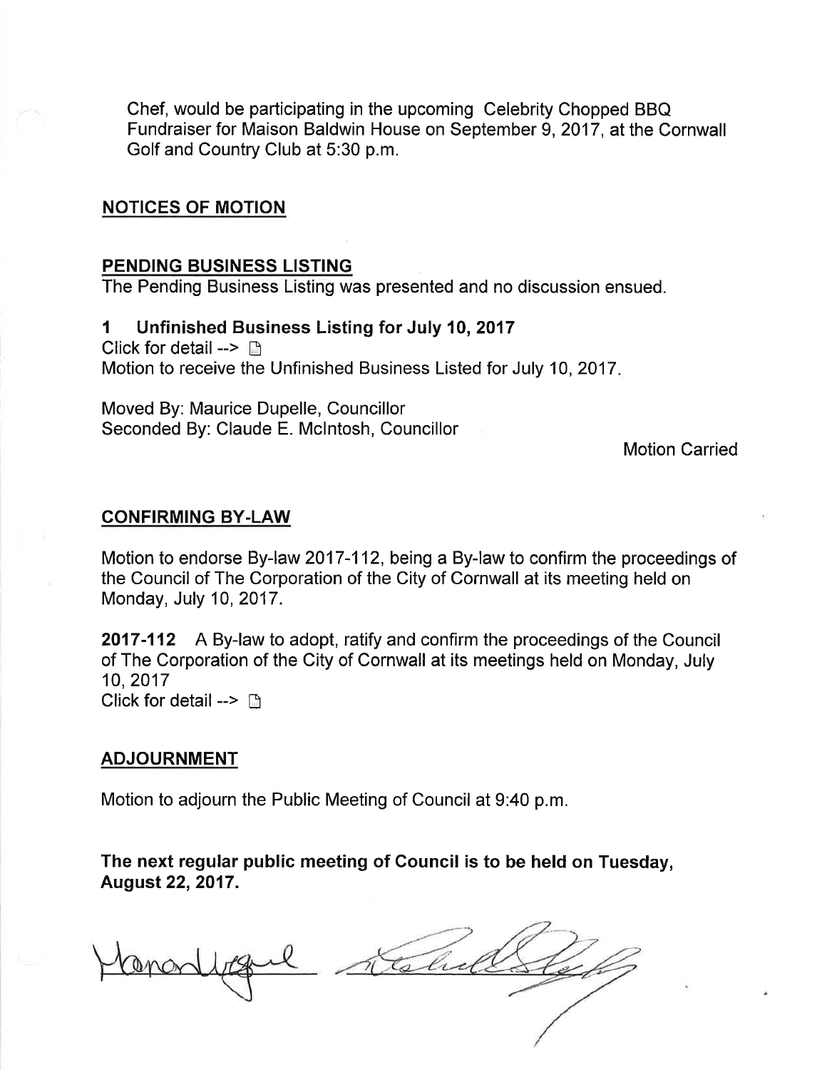Chef, would be participating in the upcoming Celebrity Chopped BBQ Fundraiser for Maison Baldwin House on September 9, 2017, at the Cornwall Golf and Country Club at 5:30 p.m.

## NOTICES OF MOTION

## PENDING BUSINESS LISTING

The Pending Business Listing was presented and no discussion ensued.

### 1 Unfinished Business Listing for July 10, 2017

Click for detail -->

Motion to receive the Unfinished Business Listed for July 10, 2017.

Moved By: Maurice Dupelle, Councillor
Seconded By: Claude E. McIntosh, Councillor

Motion Carried

## CONFIRMING BY-LAW

Motion to endorse By-law 2017-112, being a By-law to confirm the proceedings of the Council of The Corporation of the City of Cornwall at its meeting held on Monday, July 10, 2017.

**2017-112** A By-law to adopt, ratify and confirm the proceedings of the Council of The Corporation of the City of Cornwall at its meetings held on Monday, July 10, 2017

Click for detail -->

## ADJOURNMENT

Motion to adjourn the Public Meeting of Council at 9:40 p.m.

**The next regular public meeting of Council is to be held on Tuesday, August 22, 2017.**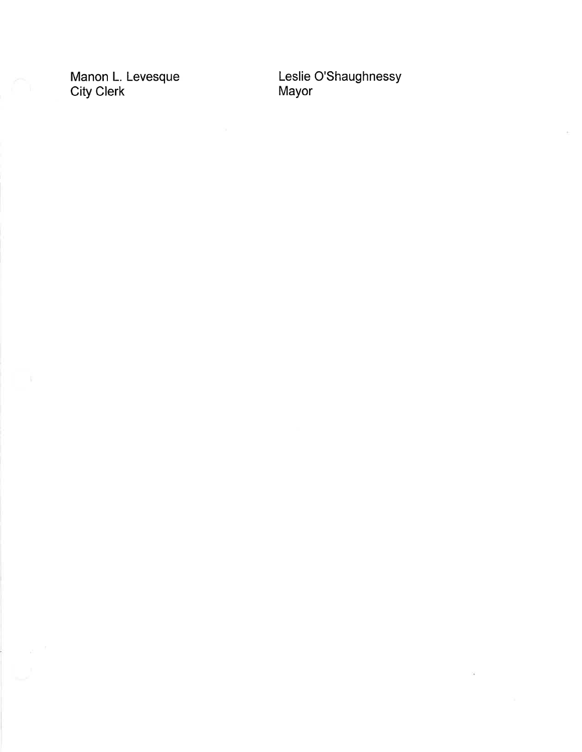Manon L. Levesque
City Clerk

Leslie O'Shaughnessy
Mayor